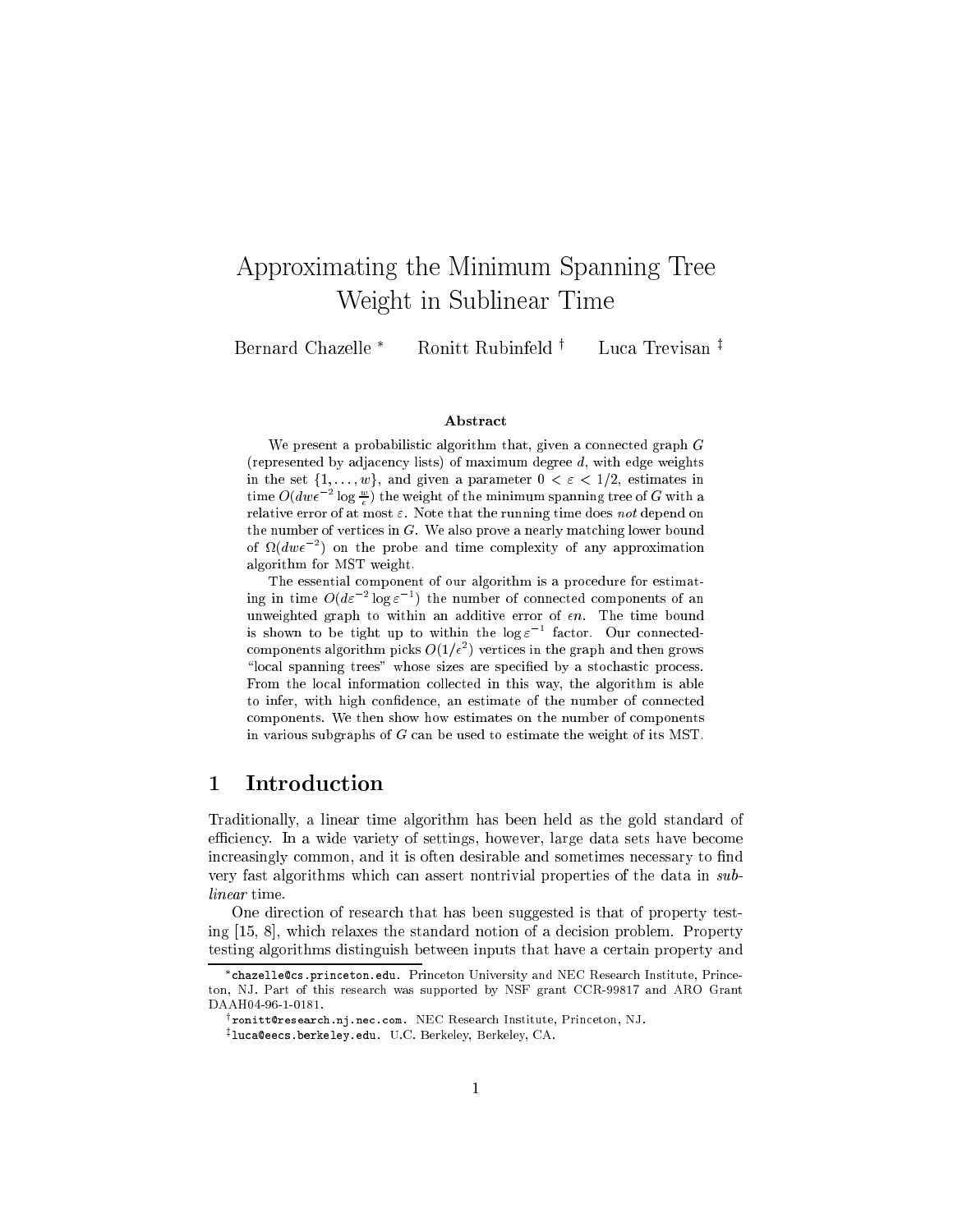# Approximating the Minimum Spanning Tree Weight in Sublinear Time

Bernard Chazelle [*] Ronitt Rubinfeld [†] Luca Trevisan [‡]

### Abstract

We present a probabilistic algorithm that, given a connected graph $G$ (represented by adjacency lists) of maximum degree $d$, with edge weights in the set $\{1, \ldots, w\}$, and given a parameter $0 < \varepsilon < 1/2$, estimates in time $O(dw\epsilon^{-2} \log \frac{w}{\epsilon})$ the weight of the minimum spanning tree of $G$ with a relative error of at most $\varepsilon$. Note that the running time does *not* depend on the number of vertices in $G$. We also prove a nearly matching lower bound of $\Omega(dw\epsilon^{-2})$ on the probe and time complexity of any approximation algorithm for MST weight.

The essential component of our algorithm is a procedure for estimating in time $O(d\varepsilon^{-2} \log \varepsilon^{-1})$ the number of connected components of an unweighted graph to within an additive error of $\epsilon n$. The time bound is shown to be tight up to within the $\log \varepsilon^{-1}$ factor. Our connected-components algorithm picks $O(1/\epsilon^2)$ vertices in the graph and then grows "local spanning trees" whose sizes are specified by a stochastic process. From the local information collected in this way, the algorithm is able to infer, with high confidence, an estimate of the number of connected components. We then show how estimates on the number of components in various subgraphs of $G$ can be used to estimate the weight of its MST.

## 1 Introduction

Traditionally, a linear time algorithm has been held as the gold standard of efficiency. In a wide variety of settings, however, large data sets have become increasingly common, and it is often desirable and sometimes necessary to find very fast algorithms which can assert nontrivial properties of the data in *sublinear* time.

One direction of research that has been suggested is that of property testing [15, 8], which relaxes the standard notion of a decision problem. Property testing algorithms distinguish between inputs that have a certain property and

[*] chazelle@cs.princeton.edu. Princeton University and NEC Research Institute, Princeton, NJ. Part of this research was supported by NSF grant CCR-99817 and ARO Grant DAAH04-96-1-0181.

[†] ronitt@research.nj.nec.com. NEC Research Institute, Princeton, NJ.

[‡] luca@eecs.berkeley.edu. U.C. Berkeley, Berkeley, CA.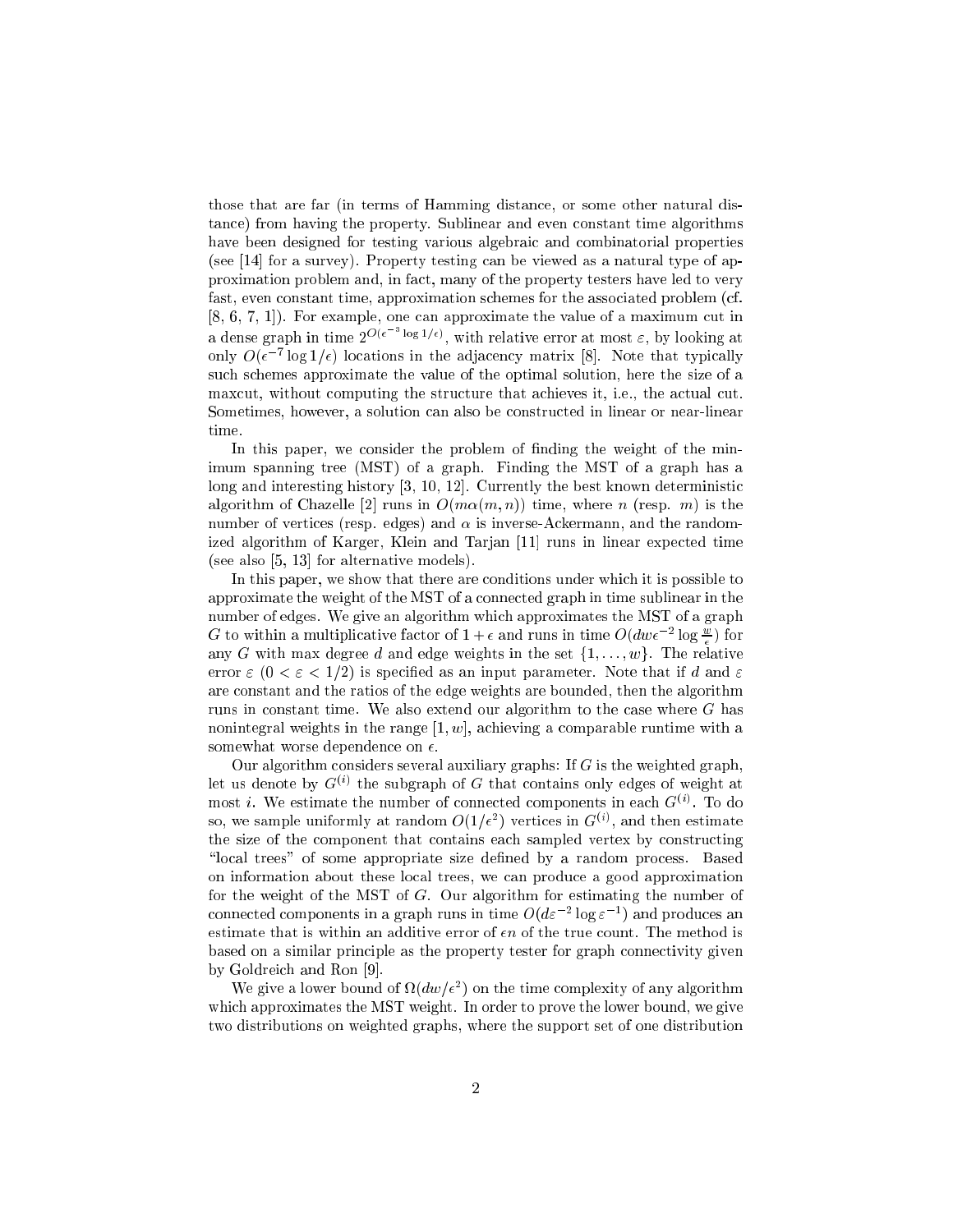those that are far (in terms of Hamming distance, or some other natural distance) from having the property. Sublinear and even constant time algorithms have been designed for testing various algebraic and combinatorial properties (see [14] for a survey). Property testing can be viewed as a natural type of approximation problem and, in fact, many of the property testers have led to very fast, even constant time, approximation schemes for the associated problem (cf. [8, 6, 7, 1]). For example, one can approximate the value of a maximum cut in a dense graph in time $2^{O(\epsilon^{-3}\log 1/\epsilon)}$, with relative error at most $\varepsilon$, by looking at only $O(\epsilon^{-7}\log 1/\epsilon)$ locations in the adjacency matrix [8]. Note that typically such schemes approximate the value of the optimal solution, here the size of a maxcut, without computing the structure that achieves it, i.e., the actual cut. Sometimes, however, a solution can also be constructed in linear or near-linear time.

In this paper, we consider the problem of finding the weight of the minimum spanning tree (MST) of a graph. Finding the MST of a graph has a long and interesting history [3, 10, 12]. Currently the best known deterministic algorithm of Chazelle [2] runs in $O(m\alpha(m,n))$ time, where $n$ (resp. $m$) is the number of vertices (resp. edges) and $\alpha$ is inverse-Ackermann, and the randomized algorithm of Karger, Klein and Tarjan [11] runs in linear expected time (see also [5, 13] for alternative models).

In this paper, we show that there are conditions under which it is possible to approximate the weight of the MST of a connected graph in time sublinear in the number of edges. We give an algorithm which approximates the MST of a graph $G$ to within a multiplicative factor of $1+\epsilon$ and runs in time $O(dw\epsilon^{-2}\log\frac{w}{\epsilon})$ for any $G$ with max degree $d$ and edge weights in the set $\{1,\ldots,w\}$. The relative error $\varepsilon$ ($0<\varepsilon<1/2$) is specified as an input parameter. Note that if $d$ and $\varepsilon$ are constant and the ratios of the edge weights are bounded, then the algorithm runs in constant time. We also extend our algorithm to the case where $G$ has nonintegral weights in the range $[1,w]$, achieving a comparable runtime with a somewhat worse dependence on $\epsilon$.

Our algorithm considers several auxiliary graphs: If $G$ is the weighted graph, let us denote by $G^{(i)}$ the subgraph of $G$ that contains only edges of weight at most $i$. We estimate the number of connected components in each $G^{(i)}$. To do so, we sample uniformly at random $O(1/\epsilon^2)$ vertices in $G^{(i)}$, and then estimate the size of the component that contains each sampled vertex by constructing "local trees" of some appropriate size defined by a random process. Based on information about these local trees, we can produce a good approximation for the weight of the MST of $G$. Our algorithm for estimating the number of connected components in a graph runs in time $O(d\varepsilon^{-2}\log\varepsilon^{-1})$ and produces an estimate that is within an additive error of $\epsilon n$ of the true count. The method is based on a similar principle as the property tester for graph connectivity given by Goldreich and Ron [9].

We give a lower bound of $\Omega(dw/\epsilon^2)$ on the time complexity of any algorithm which approximates the MST weight. In order to prove the lower bound, we give two distributions on weighted graphs, where the support set of one distribution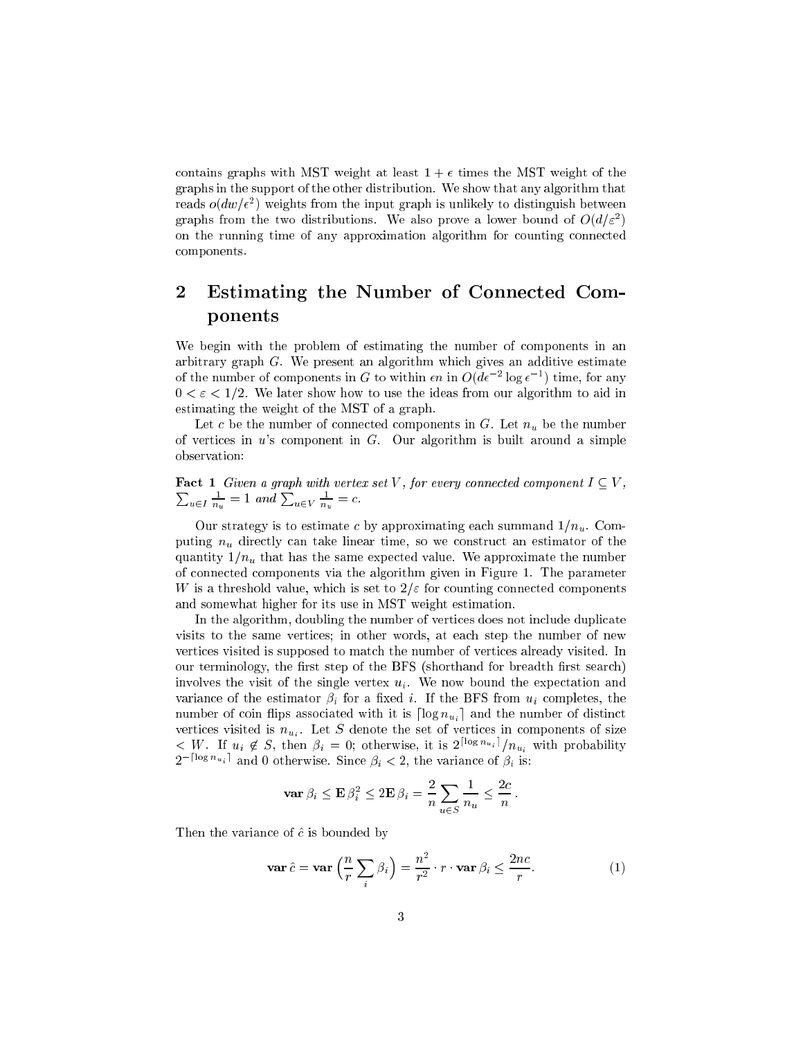contains graphs with MST weight at least $1 + \epsilon$ times the MST weight of the graphs in the support of the other distribution. We show that any algorithm that reads $o(dw/\epsilon^2)$ weights from the input graph is unlikely to distinguish between graphs from the two distributions. We also prove a lower bound of $O(d/\varepsilon^2)$ on the running time of any approximation algorithm for counting connected components.

## 2 Estimating the Number of Connected Components

We begin with the problem of estimating the number of components in an arbitrary graph $G$. We present an algorithm which gives an additive estimate of the number of components in $G$ to within $\epsilon n$ in $O(d\epsilon^{-2}\log \epsilon^{-1})$ time, for any $0 < \varepsilon < 1/2$. We later show how to use the ideas from our algorithm to aid in estimating the weight of the MST of a graph.

Let $c$ be the number of connected components in $G$. Let $n_u$ be the number of vertices in $u$'s component in $G$. Our algorithm is built around a simple observation:

**Fact 1** *Given a graph with vertex set $V$, for every connected component $I \subseteq V$, $\sum_{u \in I} \frac{1}{n_u} = 1$ and $\sum_{u \in V} \frac{1}{n_u} = c$.*

Our strategy is to estimate $c$ by approximating each summand $1/n_u$. Computing $n_u$ directly can take linear time, so we construct an estimator of the quantity $1/n_u$ that has the same expected value. We approximate the number of connected components via the algorithm given in Figure 1. The parameter $W$ is a threshold value, which is set to $2/\varepsilon$ for counting connected components and somewhat higher for its use in MST weight estimation.

In the algorithm, doubling the number of vertices does not include duplicate visits to the same vertices; in other words, at each step the number of new vertices visited is supposed to match the number of vertices already visited. In our terminology, the first step of the BFS (shorthand for breadth first search) involves the visit of the single vertex $u_i$. We now bound the expectation and variance of the estimator $\beta_i$ for a fixed $i$. If the BFS from $u_i$ completes, the number of coin flips associated with it is $\lceil \log n_{u_i} \rceil$ and the number of distinct vertices visited is $n_{u_i}$. Let $S$ denote the set of vertices in components of size $< W$. If $u_i \notin S$, then $\beta_i = 0$; otherwise, it is $2^{\lceil \log n_{u_i} \rceil}/n_{u_i}$ with probability $2^{-\lceil \log n_{u_i} \rceil}$ and 0 otherwise. Since $\beta_i < 2$, the variance of $\beta_i$ is:

$$\mathbf{var}\, \beta_i \le \mathbf{E}\, \beta_i^2 \le 2\mathbf{E}\, \beta_i = \frac{2}{n} \sum_{u \in S} \frac{1}{n_u} \le \frac{2c}{n}\,.$$

Then the variance of $\hat{c}$ is bounded by

$$\mathbf{var}\, \hat{c} = \mathbf{var}\left(\frac{n}{r} \sum_i \beta_i\right) = \frac{n^2}{r^2} \cdot r \cdot \mathbf{var}\, \beta_i \le \frac{2nc}{r}. \tag{1}$$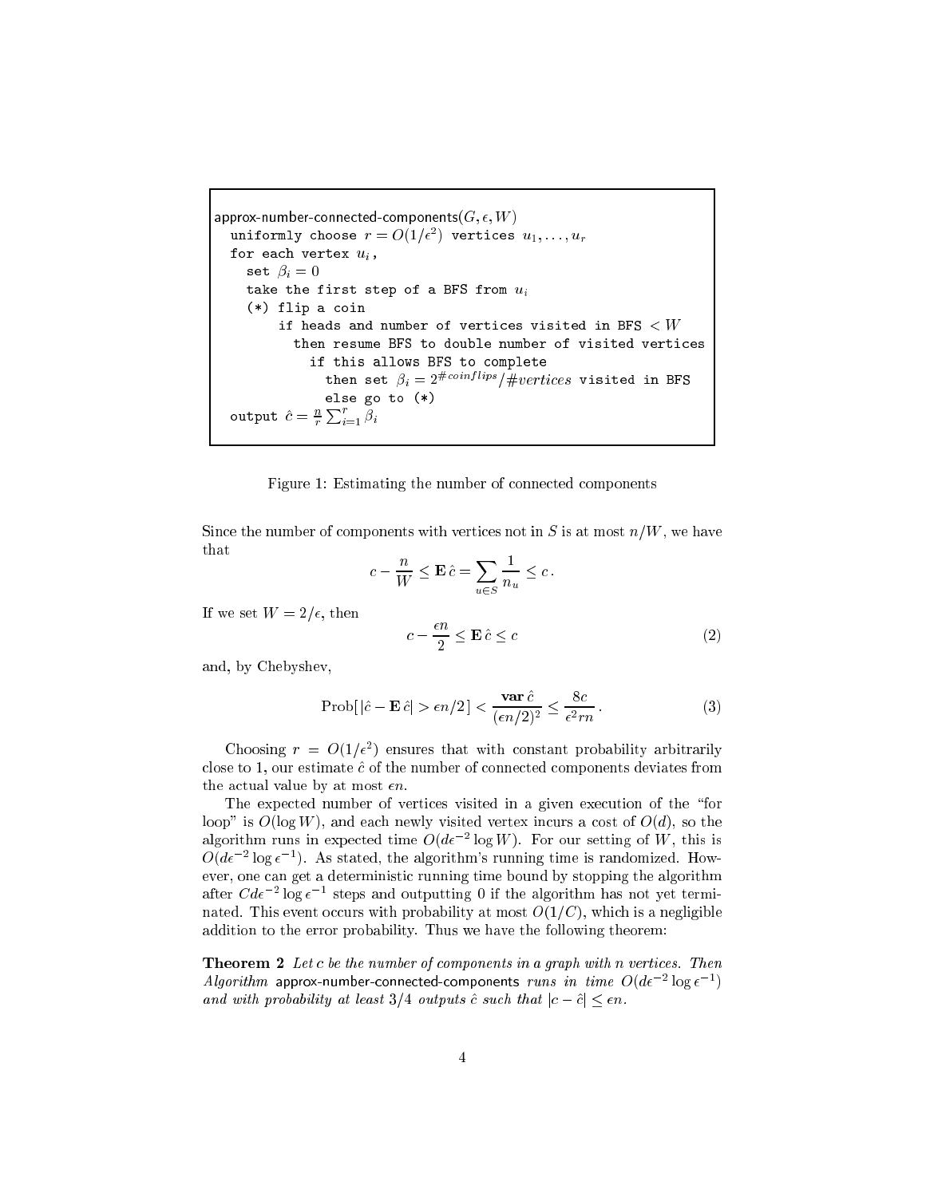```
approx-number-connected-components(G, ε, W)
  uniformly choose r = O(1/ε^2) vertices u_1, ..., u_r
  for each vertex u_i,
    set β_i = 0
    take the first step of a BFS from u_i
    (*) flip a coin
        if heads and number of vertices visited in BFS < W
          then resume BFS to double number of visited vertices
            if this allows BFS to complete
              then set β_i = 2^{#coinflips}/#vertices visited in BFS
              else go to (*)
  output ĉ = (n/r) Σ_{i=1}^{r} β_i
```

Figure 1: Estimating the number of connected components

Since the number of components with vertices not in $S$ is at most $n/W$, we have that

$$c - \frac{n}{W} \leq \mathbf{E}\,\hat{c} = \sum_{u \in S} \frac{1}{n_u} \leq c\,.$$

If we set $W = 2/\epsilon$, then

$$c - \frac{\epsilon n}{2} \leq \mathbf{E}\,\hat{c} \leq c \tag{2}$$

and, by Chebyshev,

$$\text{Prob}[\,|\hat{c} - \mathbf{E}\,\hat{c}| > \epsilon n/2\,] < \frac{\mathbf{var}\,\hat{c}}{(\epsilon n/2)^2} \leq \frac{8c}{\epsilon^2 rn}\,. \tag{3}$$

Choosing $r = O(1/\epsilon^2)$ ensures that with constant probability arbitrarily close to 1, our estimate $\hat{c}$ of the number of connected components deviates from the actual value by at most $\epsilon n$.

The expected number of vertices visited in a given execution of the "for loop" is $O(\log W)$, and each newly visited vertex incurs a cost of $O(d)$, so the algorithm runs in expected time $O(d\epsilon^{-2} \log W)$. For our setting of $W$, this is $O(d\epsilon^{-2} \log \epsilon^{-1})$. As stated, the algorithm's running time is randomized. However, one can get a deterministic running time bound by stopping the algorithm after $Cd\epsilon^{-2} \log \epsilon^{-1}$ steps and outputting 0 if the algorithm has not yet terminated. This event occurs with probability at most $O(1/C)$, which is a negligible addition to the error probability. Thus we have the following theorem:

**Theorem 2** *Let $c$ be the number of components in a graph with $n$ vertices. Then Algorithm* approx-number-connected-components *runs in time $O(d\epsilon^{-2} \log \epsilon^{-1})$ and with probability at least $3/4$ outputs $\hat{c}$ such that $|c - \hat{c}| \leq \epsilon n$.*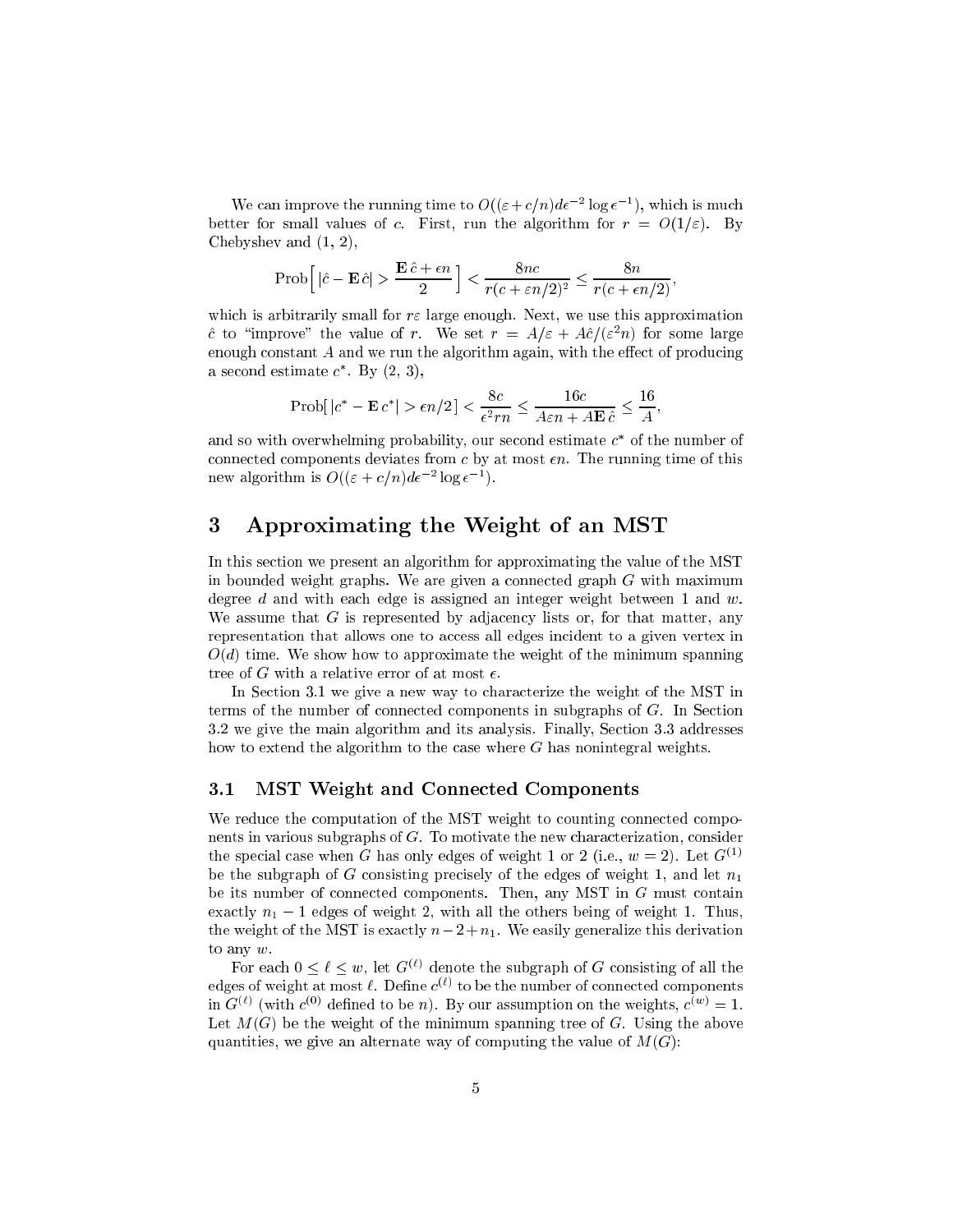We can improve the running time to $O((\varepsilon + c/n)d\epsilon^{-2}\log\epsilon^{-1})$, which is much better for small values of $c$. First, run the algorithm for $r = O(1/\varepsilon)$. By Chebyshev and (1, 2),

$$\text{Prob}\Big[\,|\hat{c} - \mathbf{E}\,\hat{c}| > \frac{\mathbf{E}\,\hat{c} + \epsilon n}{2}\,\Big] < \frac{8nc}{r(c + \varepsilon n/2)^2} \leq \frac{8n}{r(c + \epsilon n/2)},$$

which is arbitrarily small for $r\varepsilon$ large enough. Next, we use this approximation $\hat{c}$ to "improve" the value of $r$. We set $r = A/\varepsilon + A\hat{c}/(\varepsilon^2 n)$ for some large enough constant $A$ and we run the algorithm again, with the effect of producing a second estimate $c^*$. By (2, 3),

$$\text{Prob}[\,|c^* - \mathbf{E}\,c^*| > \epsilon n/2\,] < \frac{8c}{\epsilon^2 rn} \leq \frac{16c}{A\varepsilon n + A\mathbf{E}\,\hat{c}} \leq \frac{16}{A},$$

and so with overwhelming probability, our second estimate $c^*$ of the number of connected components deviates from $c$ by at most $\epsilon n$. The running time of this new algorithm is $O((\varepsilon + c/n)d\epsilon^{-2}\log\epsilon^{-1})$.

# 3 Approximating the Weight of an MST

In this section we present an algorithm for approximating the value of the MST in bounded weight graphs. We are given a connected graph $G$ with maximum degree $d$ and with each edge is assigned an integer weight between 1 and $w$. We assume that $G$ is represented by adjacency lists or, for that matter, any representation that allows one to access all edges incident to a given vertex in $O(d)$ time. We show how to approximate the weight of the minimum spanning tree of $G$ with a relative error of at most $\epsilon$.

In Section 3.1 we give a new way to characterize the weight of the MST in terms of the number of connected components in subgraphs of $G$. In Section 3.2 we give the main algorithm and its analysis. Finally, Section 3.3 addresses how to extend the algorithm to the case where $G$ has nonintegral weights.

## 3.1 MST Weight and Connected Components

We reduce the computation of the MST weight to counting connected components in various subgraphs of $G$. To motivate the new characterization, consider the special case when $G$ has only edges of weight 1 or 2 (i.e., $w = 2$). Let $G^{(1)}$ be the subgraph of $G$ consisting precisely of the edges of weight 1, and let $n_1$ be its number of connected components. Then, any MST in $G$ must contain exactly $n_1 - 1$ edges of weight 2, with all the others being of weight 1. Thus, the weight of the MST is exactly $n - 2 + n_1$. We easily generalize this derivation to any $w$.

For each $0 \leq \ell \leq w$, let $G^{(\ell)}$ denote the subgraph of $G$ consisting of all the edges of weight at most $\ell$. Define $c^{(\ell)}$ to be the number of connected components in $G^{(\ell)}$ (with $c^{(0)}$ defined to be $n$). By our assumption on the weights, $c^{(w)} = 1$. Let $M(G)$ be the weight of the minimum spanning tree of $G$. Using the above quantities, we give an alternate way of computing the value of $M(G)$: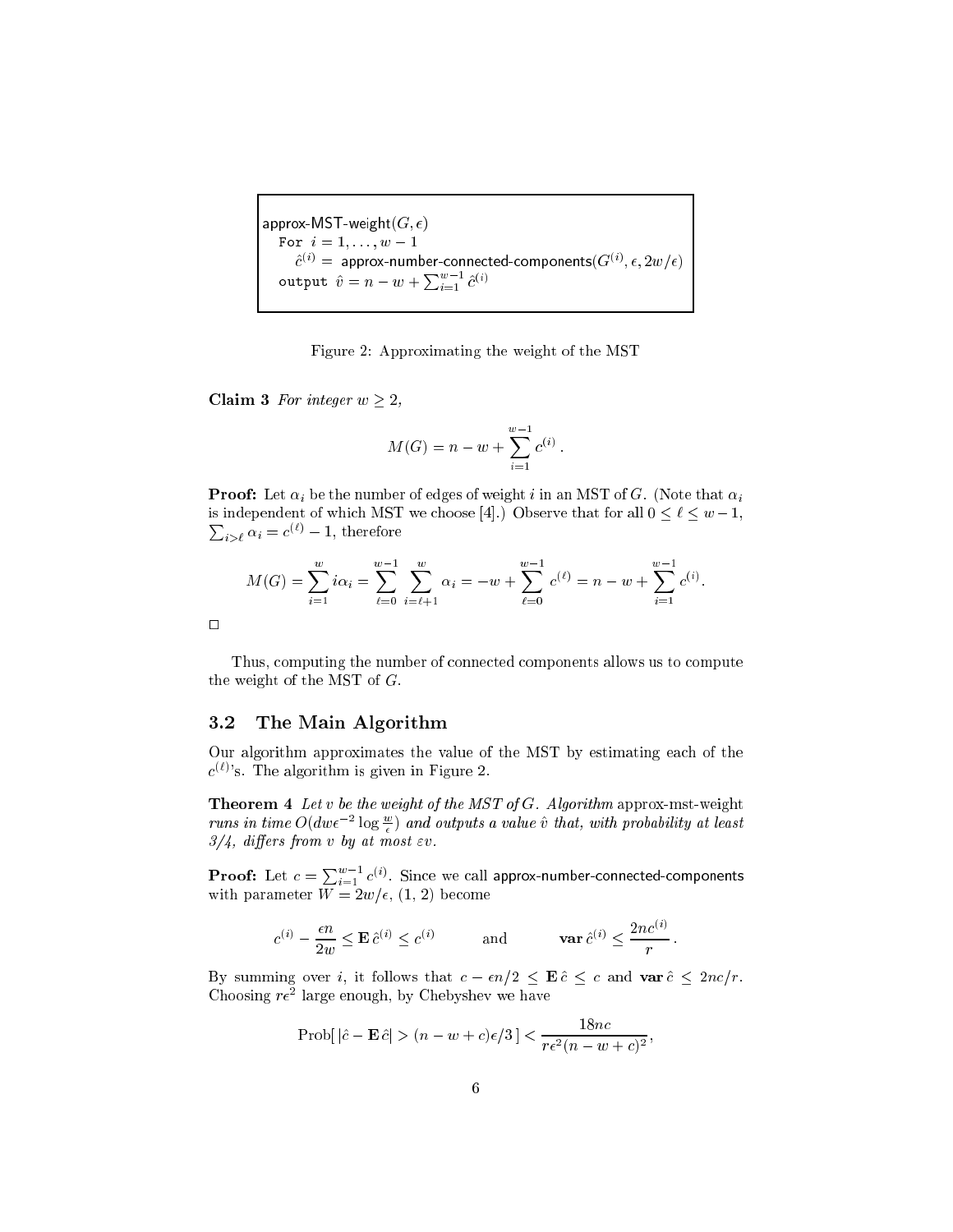```
approx-MST-weight(G, ε)
  For i = 1, ..., w − 1
    ĉ^(i) = approx-number-connected-components(G^(i), ε, 2w/ε)
  output v̂ = n − w + Σ_{i=1}^{w−1} ĉ^(i)
```

Figure 2: Approximating the weight of the MST

**Claim 3** *For integer $w \geq 2$,*

$$M(G) = n - w + \sum_{i=1}^{w-1} c^{(i)}.$$

**Proof:** Let $\alpha_i$ be the number of edges of weight $i$ in an MST of $G$. (Note that $\alpha_i$ is independent of which MST we choose [4].) Observe that for all $0 \leq \ell \leq w-1$, $\sum_{i>\ell} \alpha_i = c^{(\ell)} - 1$, therefore

$$M(G) = \sum_{i=1}^{w} i\alpha_i = \sum_{\ell=0}^{w-1} \sum_{i=\ell+1}^{w} \alpha_i = -w + \sum_{\ell=0}^{w-1} c^{(\ell)} = n - w + \sum_{i=1}^{w-1} c^{(i)}.$$

□

Thus, computing the number of connected components allows us to compute the weight of the MST of $G$.

## 3.2 The Main Algorithm

Our algorithm approximates the value of the MST by estimating each of the $c^{(\ell)}$'s. The algorithm is given in Figure 2.

**Theorem 4** *Let $v$ be the weight of the MST of $G$. Algorithm* approx-mst-weight *runs in time $O(dw\epsilon^{-2} \log \frac{w}{\epsilon})$ and outputs a value $\hat{v}$ that, with probability at least 3/4, differs from $v$ by at most $\varepsilon v$.*

**Proof:** Let $c = \sum_{i=1}^{w-1} c^{(i)}$. Since we call approx-number-connected-components with parameter $W = 2w/\epsilon$, (1, 2) become

$$c^{(i)} - \frac{\epsilon n}{2w} \leq \mathbf{E}\, \hat{c}^{(i)} \leq c^{(i)} \qquad \text{and} \qquad \mathbf{var}\, \hat{c}^{(i)} \leq \frac{2nc^{(i)}}{r}.$$

By summing over $i$, it follows that $c - \epsilon n/2 \leq \mathbf{E}\, \hat{c} \leq c$ and $\mathbf{var}\, \hat{c} \leq 2nc/r$. Choosing $r\epsilon^2$ large enough, by Chebyshev we have

$$\text{Prob}[\, |\hat{c} - \mathbf{E}\, \hat{c}| > (n - w + c)\epsilon/3\, ] < \frac{18nc}{r\epsilon^2(n - w + c)^2},$$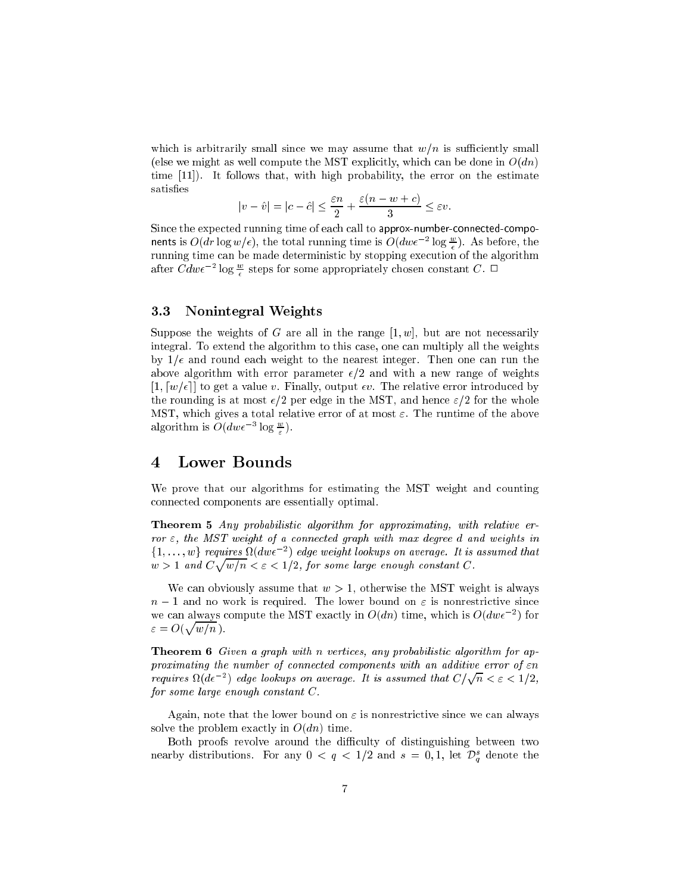which is arbitrarily small since we may assume that $w/n$ is sufficiently small (else we might as well compute the MST explicitly, which can be done in $O(dn)$ time [11]). It follows that, with high probability, the error on the estimate satisfies

$$|v - \hat{v}| = |c - \hat{c}| \leq \frac{\varepsilon n}{2} + \frac{\varepsilon(n - w + c)}{3} \leq \varepsilon v.$$

Since the expected running time of each call to approx-number-connected-components is $O(dr \log w/\epsilon)$, the total running time is $O(dw\epsilon^{-2} \log \frac{w}{\epsilon})$. As before, the running time can be made deterministic by stopping execution of the algorithm after $Cdw\epsilon^{-2} \log \frac{w}{\epsilon}$ steps for some appropriately chosen constant $C$. □

### 3.3 Nonintegral Weights

Suppose the weights of $G$ are all in the range $[1, w]$, but are not necessarily integral. To extend the algorithm to this case, one can multiply all the weights by $1/\epsilon$ and round each weight to the nearest integer. Then one can run the above algorithm with error parameter $\epsilon/2$ and with a new range of weights $[1, \lceil w/\epsilon \rceil]$ to get a value $v$. Finally, output $\epsilon v$. The relative error introduced by the rounding is at most $\epsilon/2$ per edge in the MST, and hence $\varepsilon/2$ for the whole MST, which gives a total relative error of at most $\varepsilon$. The runtime of the above algorithm is $O(dw\epsilon^{-3} \log \frac{w}{\varepsilon})$.

## 4 Lower Bounds

We prove that our algorithms for estimating the MST weight and counting connected components are essentially optimal.

**Theorem 5** *Any probabilistic algorithm for approximating, with relative error $\varepsilon$, the MST weight of a connected graph with max degree $d$ and weights in $\{1, \ldots, w\}$ requires $\Omega(dw\epsilon^{-2})$ edge weight lookups on average. It is assumed that $w > 1$ and $C\sqrt{w/n} < \varepsilon < 1/2$, for some large enough constant $C$.*

We can obviously assume that $w > 1$, otherwise the MST weight is always $n - 1$ and no work is required. The lower bound on $\varepsilon$ is nonrestrictive since we can always compute the MST exactly in $O(dn)$ time, which is $O(dw\epsilon^{-2})$ for $\varepsilon = O(\sqrt{w/n})$.

**Theorem 6** *Given a graph with $n$ vertices, any probabilistic algorithm for approximating the number of connected components with an additive error of $\varepsilon n$ requires $\Omega(d\epsilon^{-2})$ edge lookups on average. It is assumed that $C/\sqrt{n} < \varepsilon < 1/2$, for some large enough constant $C$.*

Again, note that the lower bound on $\varepsilon$ is nonrestrictive since we can always solve the problem exactly in $O(dn)$ time.

Both proofs revolve around the difficulty of distinguishing between two nearby distributions. For any $0 < q < 1/2$ and $s = 0, 1$, let $\mathcal{D}_q^s$ denote the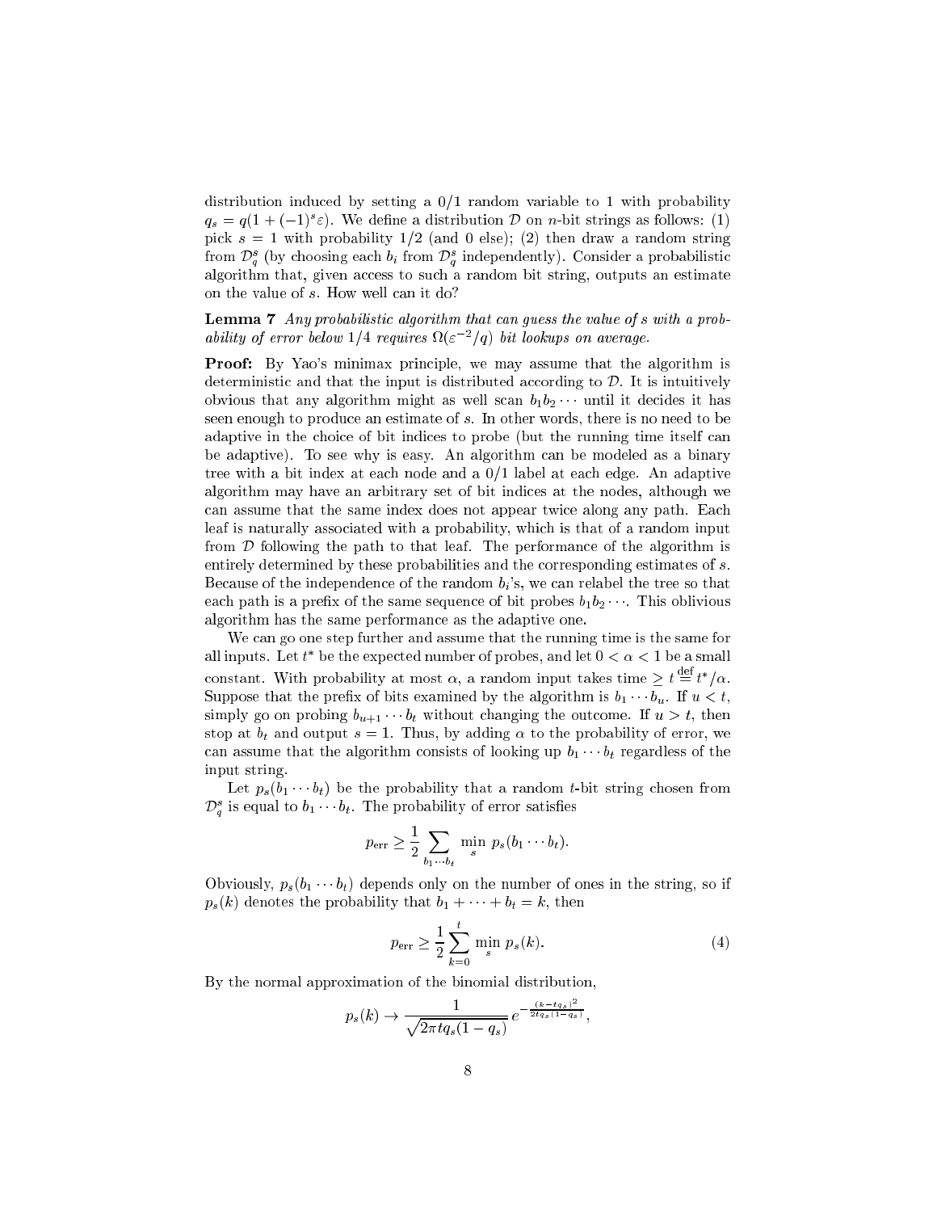distribution induced by setting a 0/1 random variable to 1 with probability $q_s = q(1 + (-1)^s \varepsilon)$. We define a distribution $\mathcal{D}$ on $n$-bit strings as follows: (1) pick $s = 1$ with probability 1/2 (and 0 else); (2) then draw a random string from $\mathcal{D}_q^s$ (by choosing each $b_i$ from $\mathcal{D}_q^s$ independently). Consider a probabilistic algorithm that, given access to such a random bit string, outputs an estimate on the value of $s$. How well can it do?

**Lemma 7** *Any probabilistic algorithm that can guess the value of $s$ with a probability of error below 1/4 requires $\Omega(\varepsilon^{-2}/q)$ bit lookups on average.*

**Proof:** By Yao's minimax principle, we may assume that the algorithm is deterministic and that the input is distributed according to $\mathcal{D}$. It is intuitively obvious that any algorithm might as well scan $b_1 b_2 \cdots$ until it decides it has seen enough to produce an estimate of $s$. In other words, there is no need to be adaptive in the choice of bit indices to probe (but the running time itself can be adaptive). To see why is easy. An algorithm can be modeled as a binary tree with a bit index at each node and a 0/1 label at each edge. An adaptive algorithm may have an arbitrary set of bit indices at the nodes, although we can assume that the same index does not appear twice along any path. Each leaf is naturally associated with a probability, which is that of a random input from $\mathcal{D}$ following the path to that leaf. The performance of the algorithm is entirely determined by these probabilities and the corresponding estimates of $s$. Because of the independence of the random $b_i$'s, we can relabel the tree so that each path is a prefix of the same sequence of bit probes $b_1 b_2 \cdots$. This oblivious algorithm has the same performance as the adaptive one.

We can go one step further and assume that the running time is the same for all inputs. Let $t^*$ be the expected number of probes, and let $0 < \alpha < 1$ be a small constant. With probability at most $\alpha$, a random input takes time $\geq t \stackrel{\text{def}}{=} t^*/\alpha$. Suppose that the prefix of bits examined by the algorithm is $b_1 \cdots b_u$. If $u < t$, simply go on probing $b_{u+1} \cdots b_t$ without changing the outcome. If $u > t$, then stop at $b_t$ and output $s = 1$. Thus, by adding $\alpha$ to the probability of error, we can assume that the algorithm consists of looking up $b_1 \cdots b_t$ regardless of the input string.

Let $p_s(b_1 \cdots b_t)$ be the probability that a random $t$-bit string chosen from $\mathcal{D}_q^s$ is equal to $b_1 \cdots b_t$. The probability of error satisfies

$$p_{\text{err}} \geq \frac{1}{2} \sum_{b_1 \cdots b_t} \min_s \, p_s(b_1 \cdots b_t).$$

Obviously, $p_s(b_1 \cdots b_t)$ depends only on the number of ones in the string, so if $p_s(k)$ denotes the probability that $b_1 + \cdots + b_t = k$, then

$$p_{\text{err}} \geq \frac{1}{2} \sum_{k=0}^{t} \min_s \, p_s(k). \tag{4}$$

By the normal approximation of the binomial distribution,

$$p_s(k) \to \frac{1}{\sqrt{2\pi t q_s(1 - q_s)}} \, e^{-\frac{(k - tq_s)^2}{2tq_s(1-q_s)}},$$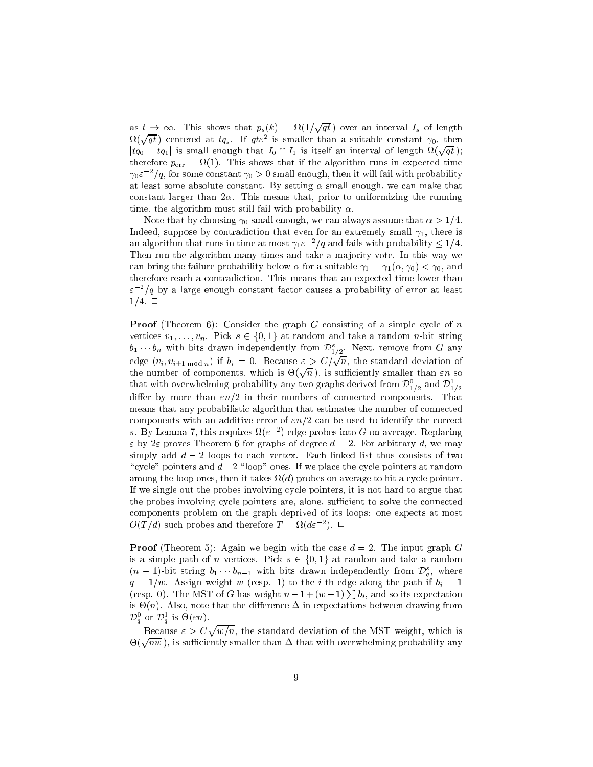as $t \to \infty$. This shows that $p_s(k) = \Omega(1/\sqrt{qt}\,)$ over an interval $I_s$ of length $\Omega(\sqrt{qt}\,)$ centered at $tq_s$. If $qt\varepsilon^2$ is smaller than a suitable constant $\gamma_0$, then $|tq_0 - tq_1|$ is small enough that $I_0 \cap I_1$ is itself an interval of length $\Omega(\sqrt{qt}\,)$; therefore $p_{\rm err} = \Omega(1)$. This shows that if the algorithm runs in expected time $\gamma_0\varepsilon^{-2}/q$, for some constant $\gamma_0 > 0$ small enough, then it will fail with probability at least some absolute constant. By setting $\alpha$ small enough, we can make that constant larger than $2\alpha$. This means that, prior to uniformizing the running time, the algorithm must still fail with probability $\alpha$.

Note that by choosing $\gamma_0$ small enough, we can always assume that $\alpha > 1/4$. Indeed, suppose by contradiction that even for an extremely small $\gamma_1$, there is an algorithm that runs in time at most $\gamma_1\varepsilon^{-2}/q$ and fails with probability $\leq 1/4$. Then run the algorithm many times and take a majority vote. In this way we can bring the failure probability below $\alpha$ for a suitable $\gamma_1 = \gamma_1(\alpha, \gamma_0) < \gamma_0$, and therefore reach a contradiction. This means that an expected time lower than $\varepsilon^{-2}/q$ by a large enough constant factor causes a probability of error at least $1/4$. □

**Proof** (Theorem 6): Consider the graph $G$ consisting of a simple cycle of $n$ vertices $v_1, \ldots, v_n$. Pick $s \in \{0,1\}$ at random and take a random $n$-bit string $b_1 \cdots b_n$ with bits drawn independently from $\mathcal{D}^s_{1/2}$. Next, remove from $G$ any edge $(v_i, v_{i+1 \bmod n})$ if $b_i = 0$. Because $\varepsilon > C/\sqrt{n}$, the standard deviation of the number of components, which is $\Theta(\sqrt{n}\,)$, is sufficiently smaller than $\varepsilon n$ so that with overwhelming probability any two graphs derived from $\mathcal{D}^0_{1/2}$ and $\mathcal{D}^1_{1/2}$ differ by more than $\varepsilon n/2$ in their numbers of connected components. That means that any probabilistic algorithm that estimates the number of connected components with an additive error of $\varepsilon n/2$ can be used to identify the correct $s$. By Lemma 7, this requires $\Omega(\varepsilon^{-2})$ edge probes into $G$ on average. Replacing $\varepsilon$ by $2\varepsilon$ proves Theorem 6 for graphs of degree $d = 2$. For arbitrary $d$, we may simply add $d-2$ loops to each vertex. Each linked list thus consists of two "cycle" pointers and $d-2$ "loop" ones. If we place the cycle pointers at random among the loop ones, then it takes $\Omega(d)$ probes on average to hit a cycle pointer. If we single out the probes involving cycle pointers, it is not hard to argue that the probes involving cycle pointers are, alone, sufficient to solve the connected components problem on the graph deprived of its loops: one expects at most $O(T/d)$ such probes and therefore $T = \Omega(d\varepsilon^{-2})$. □

**Proof** (Theorem 5): Again we begin with the case $d = 2$. The input graph $G$ is a simple path of $n$ vertices. Pick $s \in \{0,1\}$ at random and take a random $(n-1)$-bit string $b_1 \cdots b_{n-1}$ with bits drawn independently from $\mathcal{D}^s_q$, where $q = 1/w$. Assign weight $w$ (resp. 1) to the $i$-th edge along the path if $b_i = 1$ (resp. 0). The MST of $G$ has weight $n - 1 + (w-1)\sum b_i$, and so its expectation is $\Theta(n)$. Also, note that the difference $\Delta$ in expectations between drawing from $\mathcal{D}^0_q$ or $\mathcal{D}^1_q$ is $\Theta(\varepsilon n)$.

Because $\varepsilon > C\sqrt{w/n}$, the standard deviation of the MST weight, which is $\Theta(\sqrt{nw}\,)$, is sufficiently smaller than $\Delta$ that with overwhelming probability any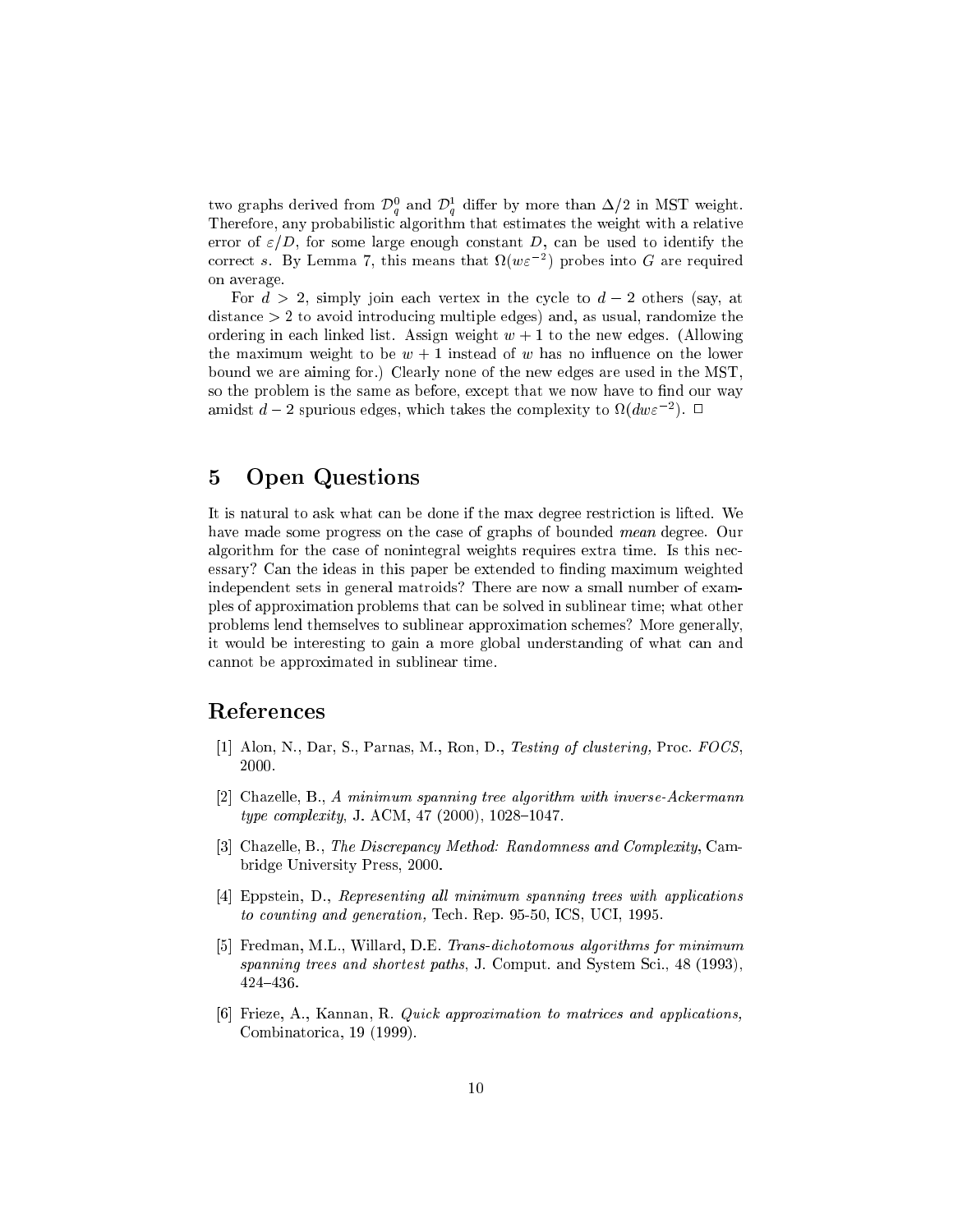two graphs derived from $\mathcal{D}_q^0$ and $\mathcal{D}_q^1$ differ by more than $\Delta/2$ in MST weight. Therefore, any probabilistic algorithm that estimates the weight with a relative error of $\varepsilon/D$, for some large enough constant $D$, can be used to identify the correct $s$. By Lemma 7, this means that $\Omega(w\varepsilon^{-2})$ probes into $G$ are required on average.

For $d > 2$, simply join each vertex in the cycle to $d-2$ others (say, at distance $> 2$ to avoid introducing multiple edges) and, as usual, randomize the ordering in each linked list. Assign weight $w+1$ to the new edges. (Allowing the maximum weight to be $w+1$ instead of $w$ has no influence on the lower bound we are aiming for.) Clearly none of the new edges are used in the MST, so the problem is the same as before, except that we now have to find our way amidst $d-2$ spurious edges, which takes the complexity to $\Omega(dw\varepsilon^{-2})$. □

## 5 Open Questions

It is natural to ask what can be done if the max degree restriction is lifted. We have made some progress on the case of graphs of bounded *mean* degree. Our algorithm for the case of nonintegral weights requires extra time. Is this necessary? Can the ideas in this paper be extended to finding maximum weighted independent sets in general matroids? There are now a small number of examples of approximation problems that can be solved in sublinear time; what other problems lend themselves to sublinear approximation schemes? More generally, it would be interesting to gain a more global understanding of what can and cannot be approximated in sublinear time.

## References

[1] Alon, N., Dar, S., Parnas, M., Ron, D., *Testing of clustering,* Proc. *FOCS*, 2000.

[2] Chazelle, B., *A minimum spanning tree algorithm with inverse-Ackermann type complexity,* J. ACM, 47 (2000), 1028–1047.

[3] Chazelle, B., *The Discrepancy Method: Randomness and Complexity*, Cambridge University Press, 2000.

[4] Eppstein, D., *Representing all minimum spanning trees with applications to counting and generation,* Tech. Rep. 95-50, ICS, UCI, 1995.

[5] Fredman, M.L., Willard, D.E. *Trans-dichotomous algorithms for minimum spanning trees and shortest paths*, J. Comput. and System Sci., 48 (1993), 424–436.

[6] Frieze, A., Kannan, R. *Quick approximation to matrices and applications,* Combinatorica, 19 (1999).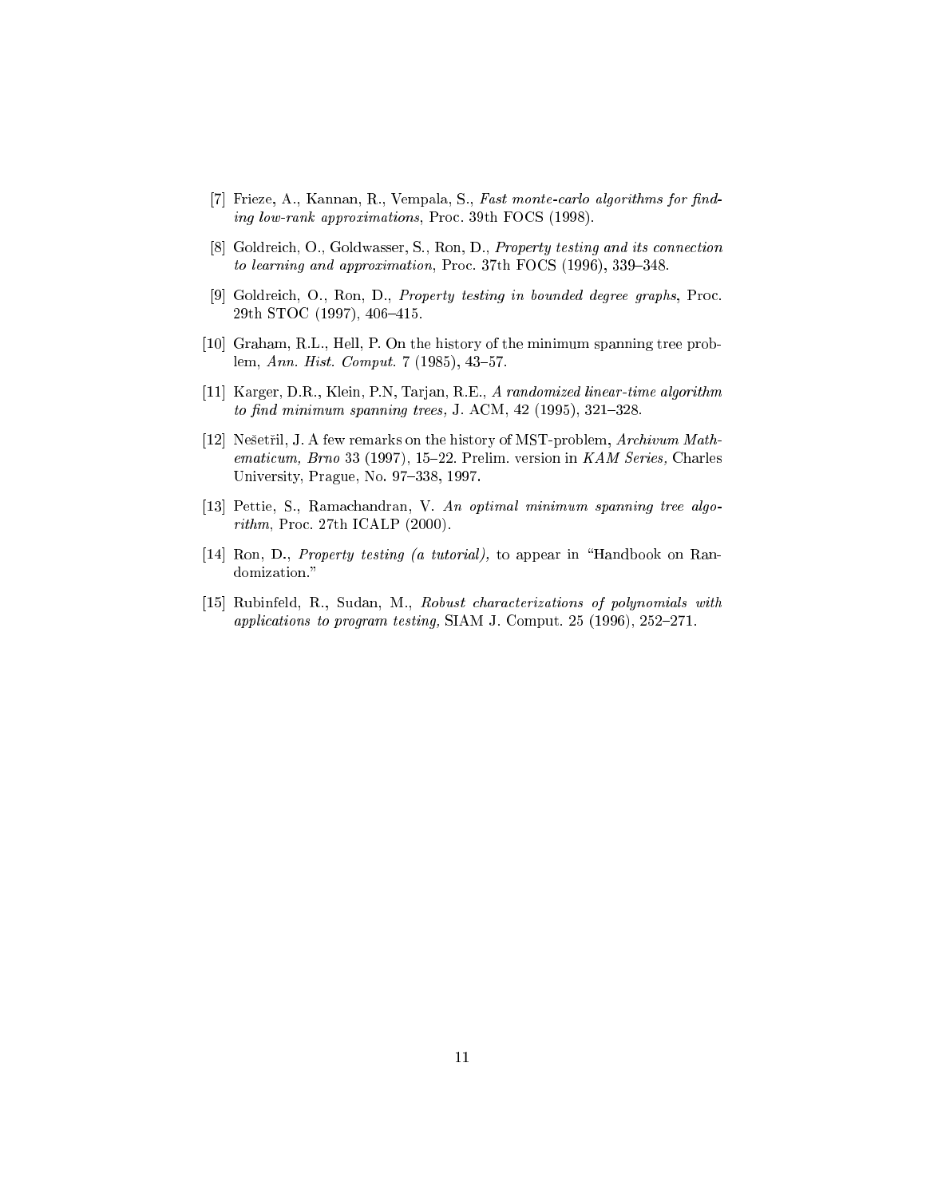[7] Frieze, A., Kannan, R., Vempala, S., *Fast monte-carlo algorithms for finding low-rank approximations*, Proc. 39th FOCS (1998).

[8] Goldreich, O., Goldwasser, S., Ron, D., *Property testing and its connection to learning and approximation*, Proc. 37th FOCS (1996), 339–348.

[9] Goldreich, O., Ron, D., *Property testing in bounded degree graphs*, Proc. 29th STOC (1997), 406–415.

[10] Graham, R.L., Hell, P. On the history of the minimum spanning tree problem, *Ann. Hist. Comput.* 7 (1985), 43–57.

[11] Karger, D.R., Klein, P.N, Tarjan, R.E., *A randomized linear-time algorithm to find minimum spanning trees,* J. ACM, 42 (1995), 321–328.

[12] Nešetřil, J. A few remarks on the history of MST-problem, *Archivum Mathematicum, Brno* 33 (1997), 15–22. Prelim. version in *KAM Series,* Charles University, Prague, No. 97–338, 1997.

[13] Pettie, S., Ramachandran, V. *An optimal minimum spanning tree algorithm*, Proc. 27th ICALP (2000).

[14] Ron, D., *Property testing (a tutorial),* to appear in "Handbook on Randomization."

[15] Rubinfeld, R., Sudan, M., *Robust characterizations of polynomials with applications to program testing,* SIAM J. Comput. 25 (1996), 252–271.